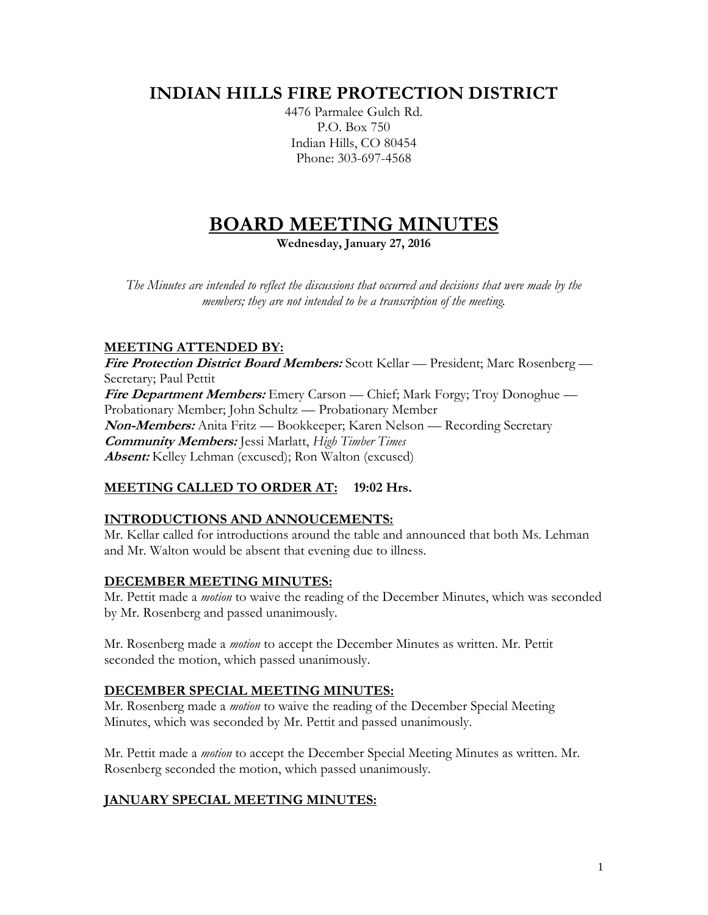# INDIAN HILLS FIRE PROTECTION DISTRICT

4476 Parmalee Gulch Rd.
P.O. Box 750
Indian Hills, CO 80454
Phone: 303-697-4568

# BOARD MEETING MINUTES

**Wednesday, January 27, 2016**

*The Minutes are intended to reflect the discussions that occurred and decisions that were made by the members; they are not intended to be a transcription of the meeting.*

## MEETING ATTENDED BY:

***Fire Protection District Board Members:*** Scott Kellar — President; Marc Rosenberg — Secretary; Paul Pettit
***Fire Department Members:*** Emery Carson — Chief; Mark Forgy; Troy Donoghue — Probationary Member; John Schultz — Probationary Member
***Non-Members:*** Anita Fritz — Bookkeeper; Karen Nelson — Recording Secretary
***Community Members:*** Jessi Marlatt, *High Timber Times*
***Absent:*** Kelley Lehman (excused); Ron Walton (excused)

## MEETING CALLED TO ORDER AT: 19:02 Hrs.

## INTRODUCTIONS AND ANNOUCEMENTS:

Mr. Kellar called for introductions around the table and announced that both Ms. Lehman and Mr. Walton would be absent that evening due to illness.

## DECEMBER MEETING MINUTES:

Mr. Pettit made a *motion* to waive the reading of the December Minutes, which was seconded by Mr. Rosenberg and passed unanimously.

Mr. Rosenberg made a *motion* to accept the December Minutes as written. Mr. Pettit seconded the motion, which passed unanimously.

## DECEMBER SPECIAL MEETING MINUTES:

Mr. Rosenberg made a *motion* to waive the reading of the December Special Meeting Minutes, which was seconded by Mr. Pettit and passed unanimously.

Mr. Pettit made a *motion* to accept the December Special Meeting Minutes as written. Mr. Rosenberg seconded the motion, which passed unanimously.

## JANUARY SPECIAL MEETING MINUTES: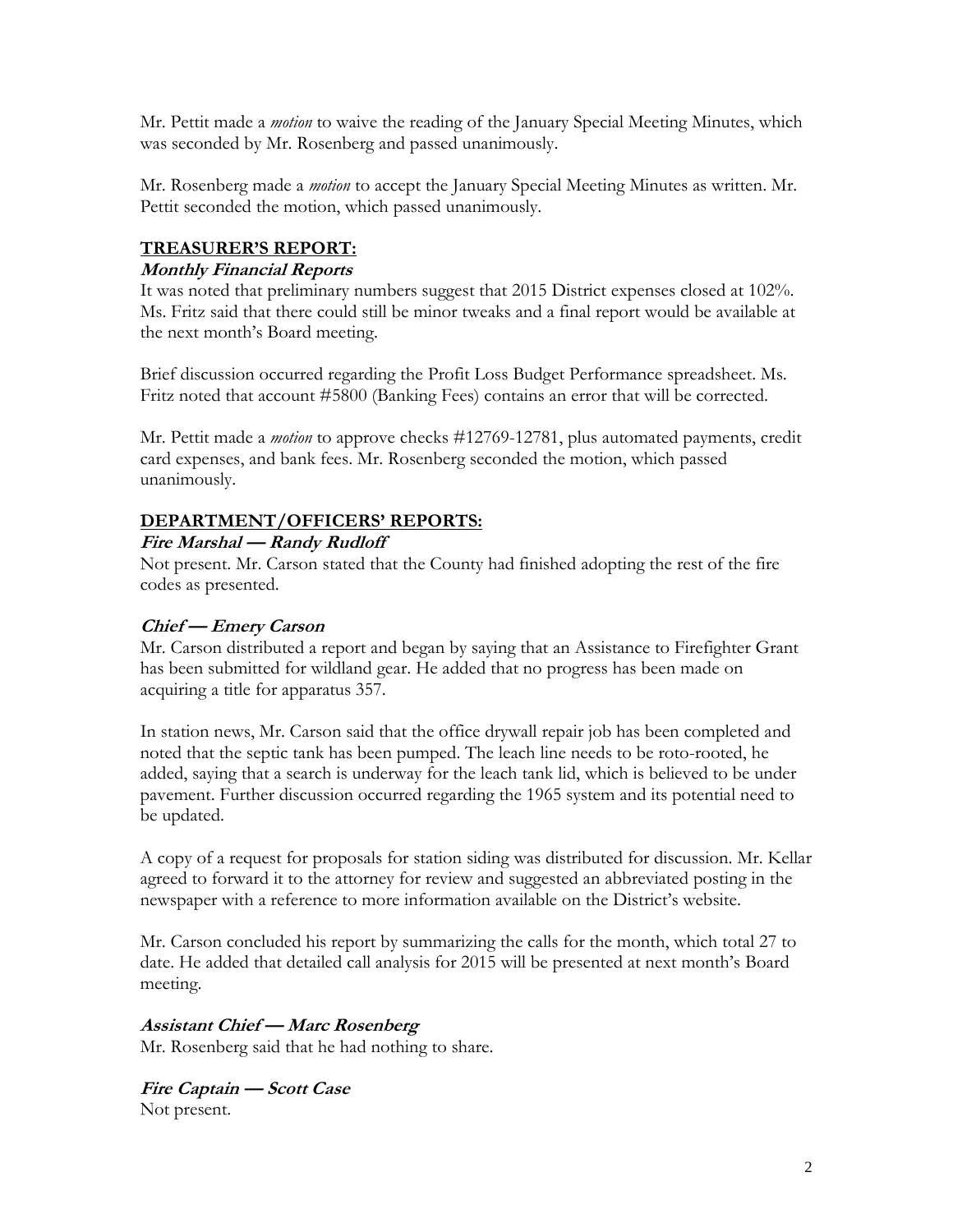Mr. Pettit made a *motion* to waive the reading of the January Special Meeting Minutes, which was seconded by Mr. Rosenberg and passed unanimously.

Mr. Rosenberg made a *motion* to accept the January Special Meeting Minutes as written. Mr. Pettit seconded the motion, which passed unanimously.

## TREASURER'S REPORT:

### *Monthly Financial Reports*

It was noted that preliminary numbers suggest that 2015 District expenses closed at 102%. Ms. Fritz said that there could still be minor tweaks and a final report would be available at the next month's Board meeting.

Brief discussion occurred regarding the Profit Loss Budget Performance spreadsheet. Ms. Fritz noted that account #5800 (Banking Fees) contains an error that will be corrected.

Mr. Pettit made a *motion* to approve checks #12769-12781, plus automated payments, credit card expenses, and bank fees. Mr. Rosenberg seconded the motion, which passed unanimously.

## DEPARTMENT/OFFICERS' REPORTS:

### *Fire Marshal — Randy Rudloff*

Not present. Mr. Carson stated that the County had finished adopting the rest of the fire codes as presented.

### *Chief — Emery Carson*

Mr. Carson distributed a report and began by saying that an Assistance to Firefighter Grant has been submitted for wildland gear. He added that no progress has been made on acquiring a title for apparatus 357.

In station news, Mr. Carson said that the office drywall repair job has been completed and noted that the septic tank has been pumped. The leach line needs to be roto-rooted, he added, saying that a search is underway for the leach tank lid, which is believed to be under pavement. Further discussion occurred regarding the 1965 system and its potential need to be updated.

A copy of a request for proposals for station siding was distributed for discussion. Mr. Kellar agreed to forward it to the attorney for review and suggested an abbreviated posting in the newspaper with a reference to more information available on the District's website.

Mr. Carson concluded his report by summarizing the calls for the month, which total 27 to date. He added that detailed call analysis for 2015 will be presented at next month's Board meeting.

### *Assistant Chief — Marc Rosenberg*

Mr. Rosenberg said that he had nothing to share.

### *Fire Captain — Scott Case*

Not present.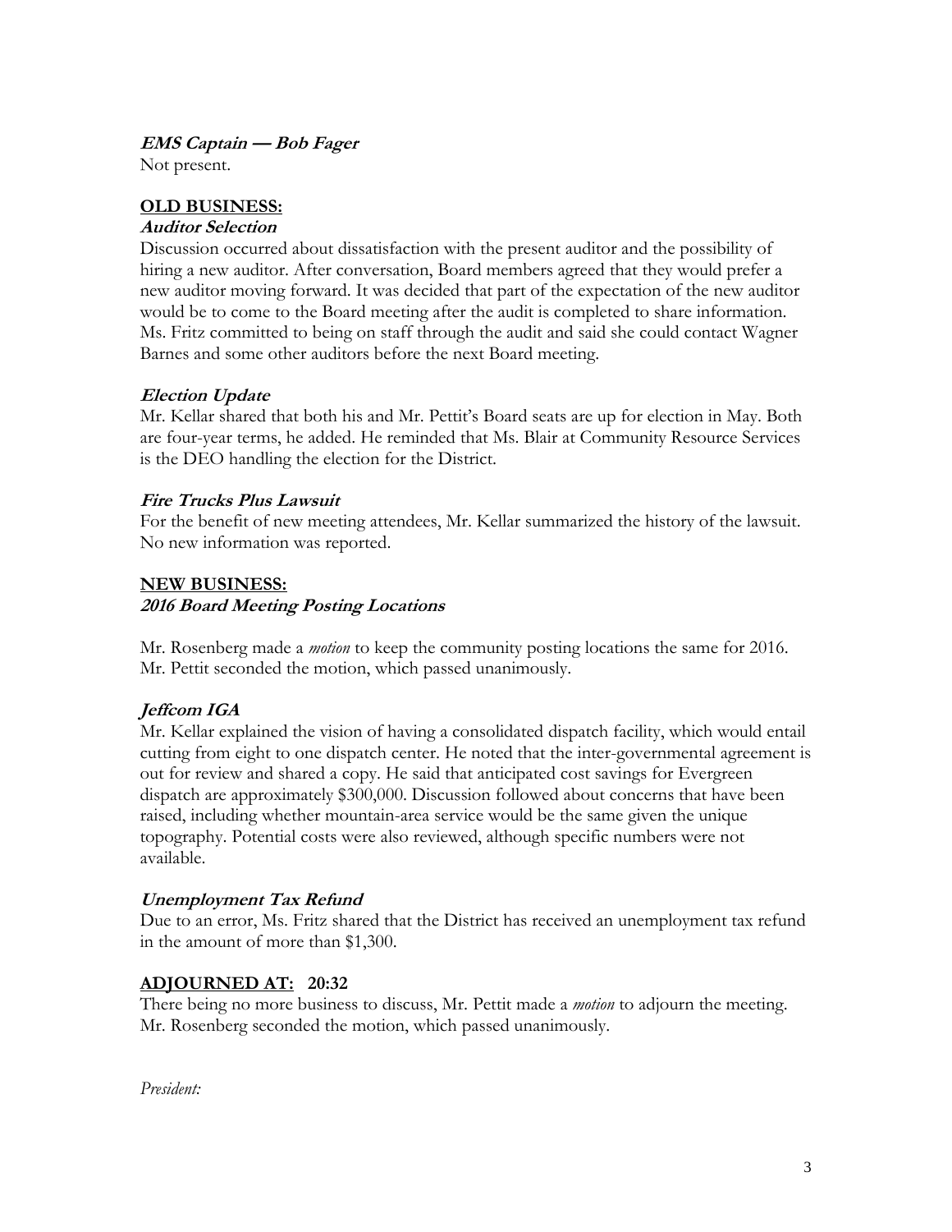***EMS Captain — Bob Fager***

Not present.

## OLD BUSINESS:

***Auditor Selection***

Discussion occurred about dissatisfaction with the present auditor and the possibility of hiring a new auditor. After conversation, Board members agreed that they would prefer a new auditor moving forward. It was decided that part of the expectation of the new auditor would be to come to the Board meeting after the audit is completed to share information. Ms. Fritz committed to being on staff through the audit and said she could contact Wagner Barnes and some other auditors before the next Board meeting.

***Election Update***

Mr. Kellar shared that both his and Mr. Pettit's Board seats are up for election in May. Both are four-year terms, he added. He reminded that Ms. Blair at Community Resource Services is the DEO handling the election for the District.

***Fire Trucks Plus Lawsuit***

For the benefit of new meeting attendees, Mr. Kellar summarized the history of the lawsuit. No new information was reported.

## NEW BUSINESS:

***2016 Board Meeting Posting Locations***

Mr. Rosenberg made a *motion* to keep the community posting locations the same for 2016. Mr. Pettit seconded the motion, which passed unanimously.

***Jeffcom IGA***

Mr. Kellar explained the vision of having a consolidated dispatch facility, which would entail cutting from eight to one dispatch center. He noted that the inter-governmental agreement is out for review and shared a copy. He said that anticipated cost savings for Evergreen dispatch are approximately $300,000. Discussion followed about concerns that have been raised, including whether mountain-area service would be the same given the unique topography. Potential costs were also reviewed, although specific numbers were not available.

***Unemployment Tax Refund***

Due to an error, Ms. Fritz shared that the District has received an unemployment tax refund in the amount of more than $1,300.

## ADJOURNED AT: 20:32

There being no more business to discuss, Mr. Pettit made a *motion* to adjourn the meeting. Mr. Rosenberg seconded the motion, which passed unanimously.

*President:*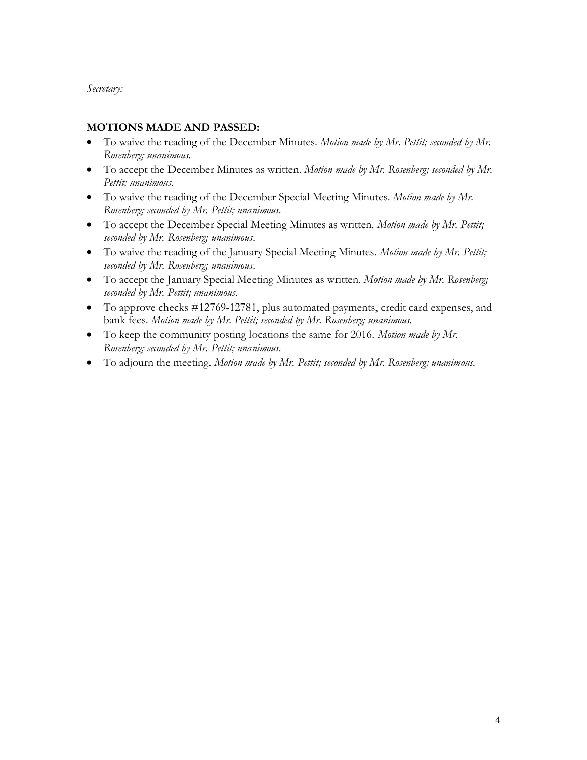*Secretary:*

**MOTIONS MADE AND PASSED:**

- To waive the reading of the December Minutes. *Motion made by Mr. Pettit; seconded by Mr. Rosenberg; unanimous.*
- To accept the December Minutes as written. *Motion made by Mr. Rosenberg; seconded by Mr. Pettit; unanimous.*
- To waive the reading of the December Special Meeting Minutes. *Motion made by Mr. Rosenberg; seconded by Mr. Pettit; unanimous.*
- To accept the December Special Meeting Minutes as written. *Motion made by Mr. Pettit; seconded by Mr. Rosenberg; unanimous.*
- To waive the reading of the January Special Meeting Minutes. *Motion made by Mr. Pettit; seconded by Mr. Rosenberg; unanimous.*
- To accept the January Special Meeting Minutes as written. *Motion made by Mr. Rosenberg; seconded by Mr. Pettit; unanimous.*
- To approve checks #12769-12781, plus automated payments, credit card expenses, and bank fees. *Motion made by Mr. Pettit; seconded by Mr. Rosenberg; unanimous.*
- To keep the community posting locations the same for 2016. *Motion made by Mr. Rosenberg; seconded by Mr. Pettit; unanimous.*
- To adjourn the meeting. *Motion made by Mr. Pettit; seconded by Mr. Rosenberg; unanimous.*